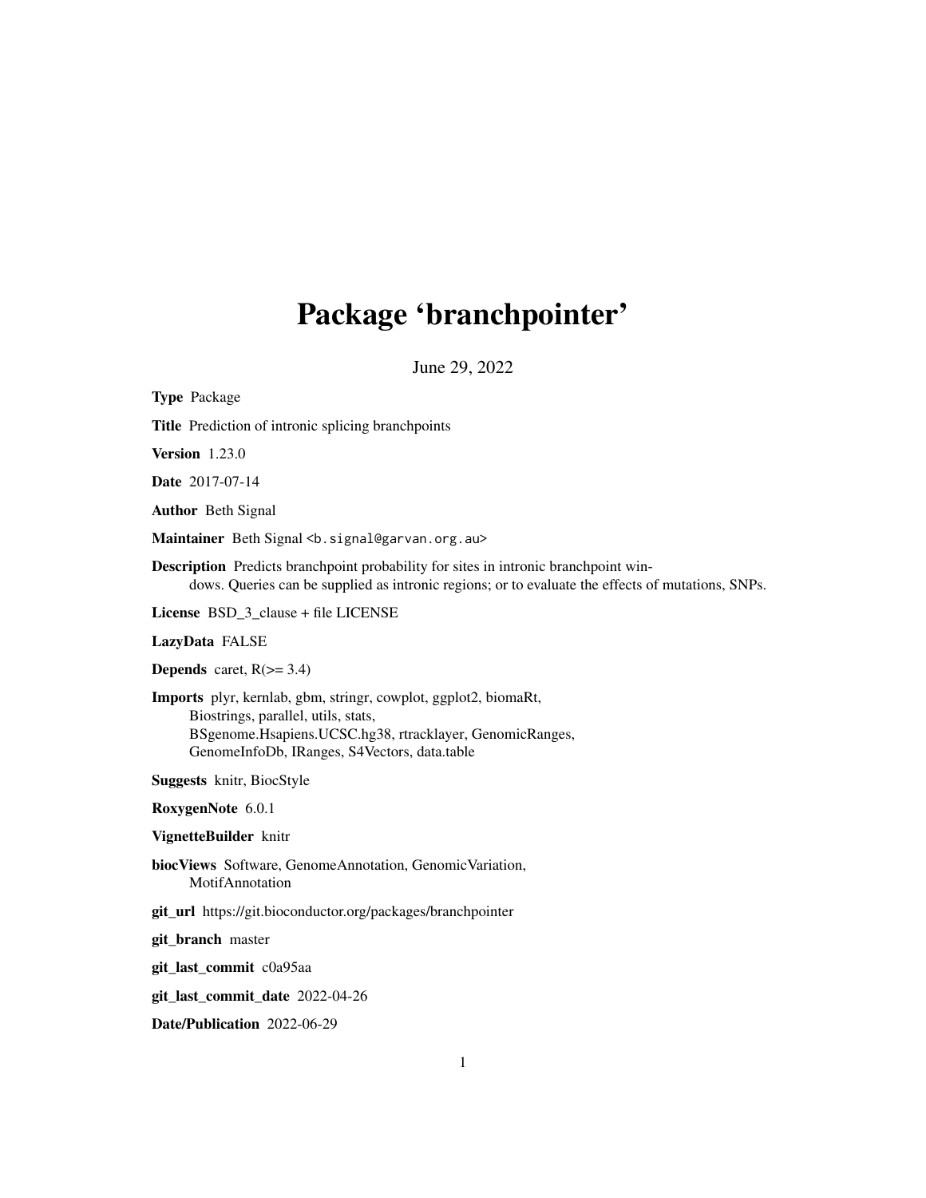# Package 'branchpointer'

June 29, 2022

**Type** Package

**Title** Prediction of intronic splicing branchpoints

**Version** 1.23.0

**Date** 2017-07-14

**Author** Beth Signal

**Maintainer** Beth Signal <b.signal@garvan.org.au>

**Description** Predicts branchpoint probability for sites in intronic branchpoint windows. Queries can be supplied as intronic regions; or to evaluate the effects of mutations, SNPs.

**License** BSD_3_clause + file LICENSE

**LazyData** FALSE

**Depends** caret, R(>= 3.4)

**Imports** plyr, kernlab, gbm, stringr, cowplot, ggplot2, biomaRt, Biostrings, parallel, utils, stats, BSgenome.Hsapiens.UCSC.hg38, rtracklayer, GenomicRanges, GenomeInfoDb, IRanges, S4Vectors, data.table

**Suggests** knitr, BiocStyle

**RoxygenNote** 6.0.1

**VignetteBuilder** knitr

**biocViews** Software, GenomeAnnotation, GenomicVariation, MotifAnnotation

**git_url** https://git.bioconductor.org/packages/branchpointer

**git_branch** master

**git_last_commit** c0a95aa

**git_last_commit_date** 2022-04-26

**Date/Publication** 2022-06-29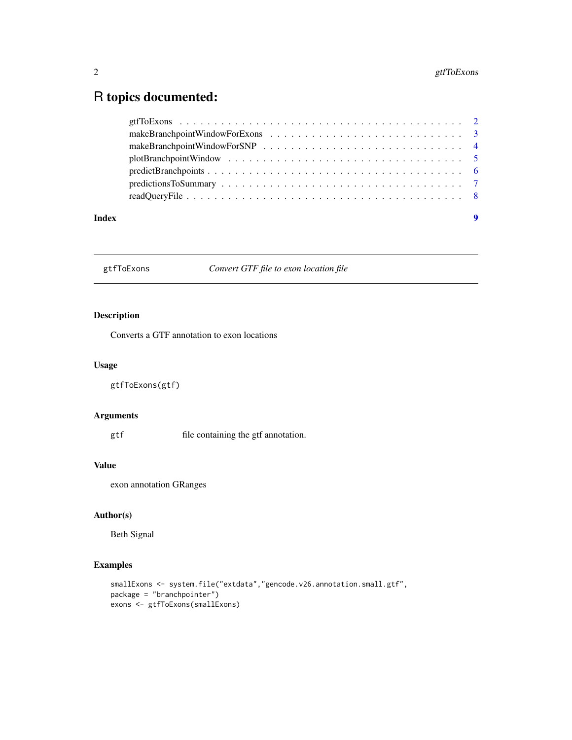# R topics documented:

gtfToExons . . . . . . . . . . . . . . . . . . . . . . . . . . . . . . . . . . . . . . . . . . 2
makeBranchpointWindowForExons . . . . . . . . . . . . . . . . . . . . . . . . . . . 3
makeBranchpointWindowForSNP . . . . . . . . . . . . . . . . . . . . . . . . . . . . 4
plotBranchpointWindow . . . . . . . . . . . . . . . . . . . . . . . . . . . . . . . . . 5
predictBranchpoints . . . . . . . . . . . . . . . . . . . . . . . . . . . . . . . . . . . . 6
predictionsToSummary . . . . . . . . . . . . . . . . . . . . . . . . . . . . . . . . . . 7
readQueryFile . . . . . . . . . . . . . . . . . . . . . . . . . . . . . . . . . . . . . . . 8

**Index** **9**

---

`gtfToExons` *Convert GTF file to exon location file*

---

### Description

Converts a GTF annotation to exon locations

### Usage

```
gtfToExons(gtf)
```

### Arguments

| | |
|---|---|
| `gtf` | file containing the gtf annotation. |

### Value

exon annotation GRanges

### Author(s)

Beth Signal

### Examples

```
smallExons <- system.file("extdata","gencode.v26.annotation.small.gtf",
package = "branchpointer")
exons <- gtfToExons(smallExons)
```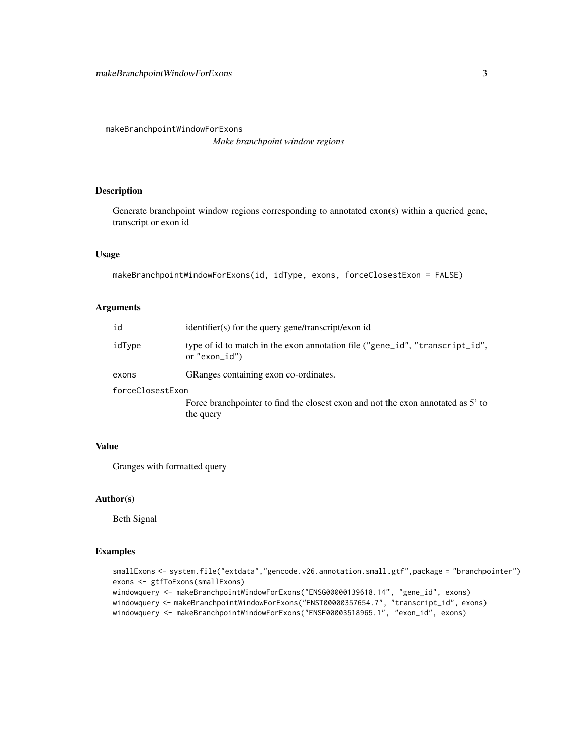## makeBranchpointWindowForExons

*Make branchpoint window regions*

### Description

Generate branchpoint window regions corresponding to annotated exon(s) within a queried gene, transcript or exon id

### Usage

```
makeBranchpointWindowForExons(id, idType, exons, forceClosestExon = FALSE)
```

### Arguments

| | |
|---|---|
| id | identifier(s) for the query gene/transcript/exon id |
| idType | type of id to match in the exon annotation file ("gene_id", "transcript_id", or "exon_id") |
| exons | GRanges containing exon co-ordinates. |
| forceClosestExon | Force branchpointer to find the closest exon and not the exon annotated as 5' to the query |

### Value

Granges with formatted query

### Author(s)

Beth Signal

### Examples

```
smallExons <- system.file("extdata","gencode.v26.annotation.small.gtf",package = "branchpointer")
exons <- gtfToExons(smallExons)
windowquery <- makeBranchpointWindowForExons("ENSG00000139618.14", "gene_id", exons)
windowquery <- makeBranchpointWindowForExons("ENST00000357654.7", "transcript_id", exons)
windowquery <- makeBranchpointWindowForExons("ENSE00003518965.1", "exon_id", exons)
```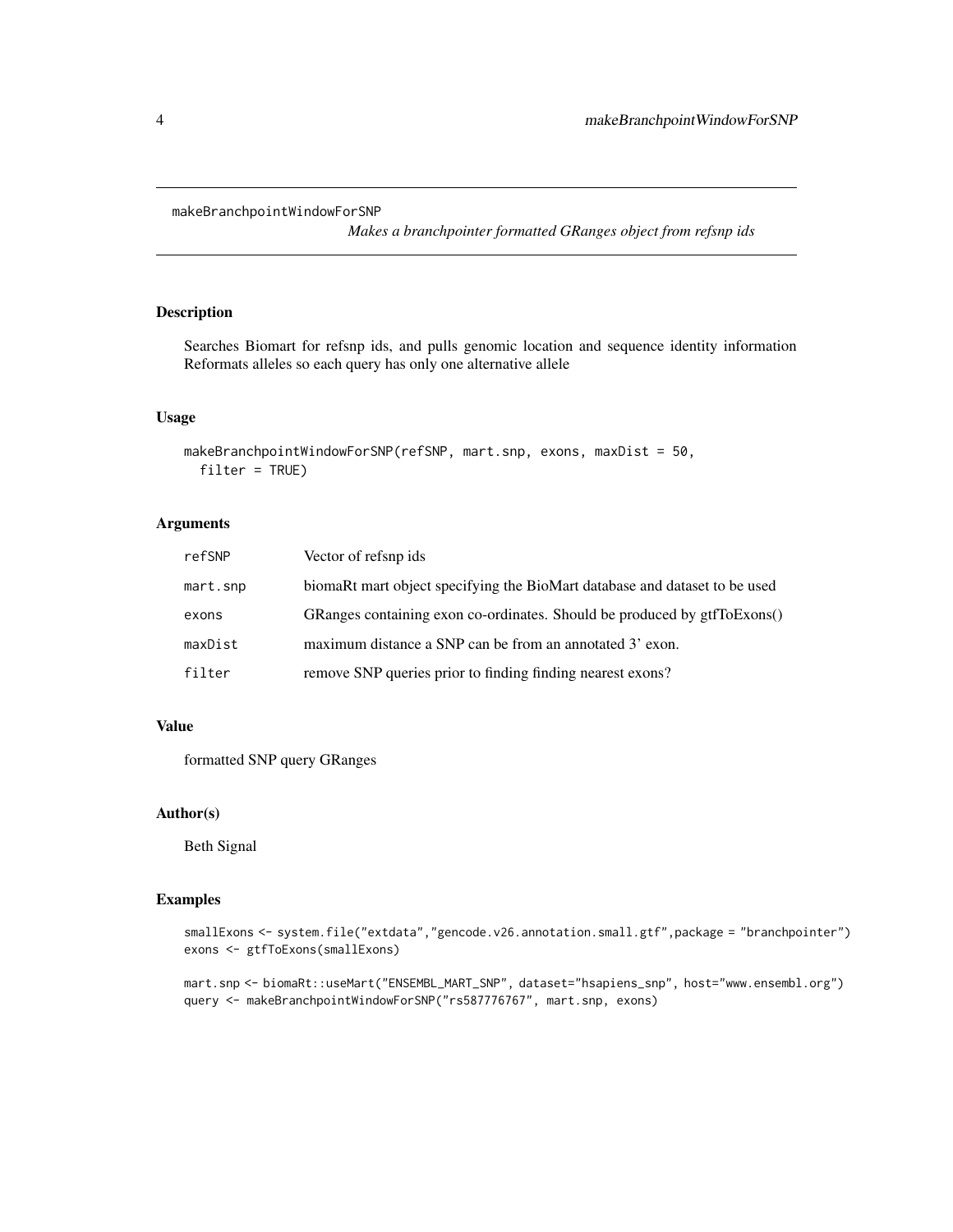# makeBranchpointWindowForSNP

*Makes a branchpointer formatted GRanges object from refsnp ids*

## Description

Searches Biomart for refsnp ids, and pulls genomic location and sequence identity information Reformats alleles so each query has only one alternative allele

## Usage

```
makeBranchpointWindowForSNP(refSNP, mart.snp, exons, maxDist = 50,
  filter = TRUE)
```

## Arguments

| | |
|---|---|
| refSNP | Vector of refsnp ids |
| mart.snp | biomaRt mart object specifying the BioMart database and dataset to be used |
| exons | GRanges containing exon co-ordinates. Should be produced by gtfToExons() |
| maxDist | maximum distance a SNP can be from an annotated 3' exon. |
| filter | remove SNP queries prior to finding finding nearest exons? |

## Value

formatted SNP query GRanges

## Author(s)

Beth Signal

## Examples

```
smallExons <- system.file("extdata","gencode.v26.annotation.small.gtf",package = "branchpointer")
exons <- gtfToExons(smallExons)

mart.snp <- biomaRt::useMart("ENSEMBL_MART_SNP", dataset="hsapiens_snp", host="www.ensembl.org")
query <- makeBranchpointWindowForSNP("rs587776767", mart.snp, exons)
```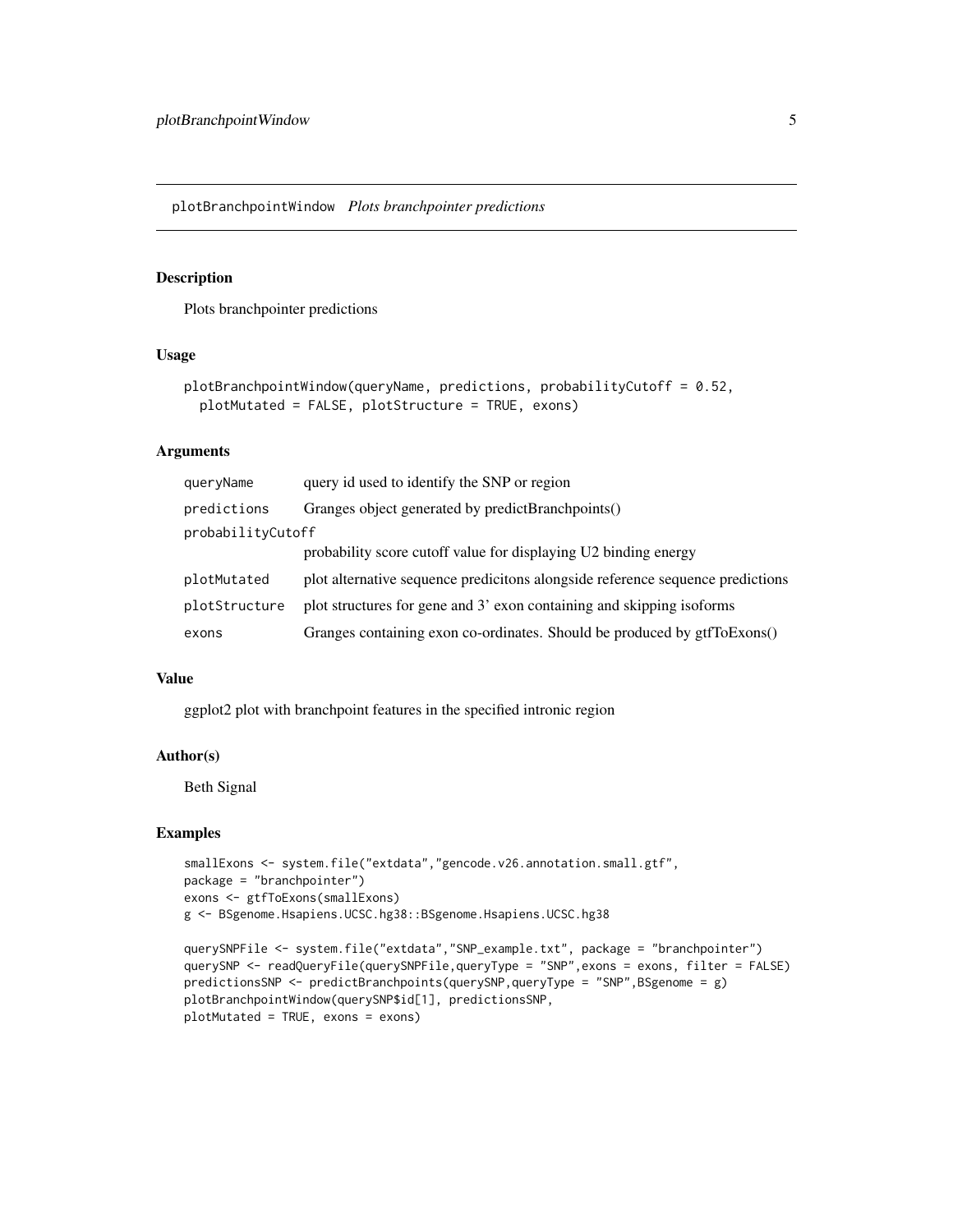# plotBranchpointWindow *Plots branchpointer predictions*

## Description

Plots branchpointer predictions

## Usage

```
plotBranchpointWindow(queryName, predictions, probabilityCutoff = 0.52,
  plotMutated = FALSE, plotStructure = TRUE, exons)
```

## Arguments

| | |
|---|---|
| queryName | query id used to identify the SNP or region |
| predictions | Granges object generated by predictBranchpoints() |
| probabilityCutoff | probability score cutoff value for displaying U2 binding energy |
| plotMutated | plot alternative sequence predicitons alongside reference sequence predictions |
| plotStructure | plot structures for gene and 3' exon containing and skipping isoforms |
| exons | Granges containing exon co-ordinates. Should be produced by gtfToExons() |

## Value

ggplot2 plot with branchpoint features in the specified intronic region

## Author(s)

Beth Signal

## Examples

```
smallExons <- system.file("extdata","gencode.v26.annotation.small.gtf",
package = "branchpointer")
exons <- gtfToExons(smallExons)
g <- BSgenome.Hsapiens.UCSC.hg38::BSgenome.Hsapiens.UCSC.hg38

querySNPFile <- system.file("extdata","SNP_example.txt", package = "branchpointer")
querySNP <- readQueryFile(querySNPFile,queryType = "SNP",exons = exons, filter = FALSE)
predictionsSNP <- predictBranchpoints(querySNP,queryType = "SNP",BSgenome = g)
plotBranchpointWindow(querySNP$id[1], predictionsSNP,
plotMutated = TRUE, exons = exons)
```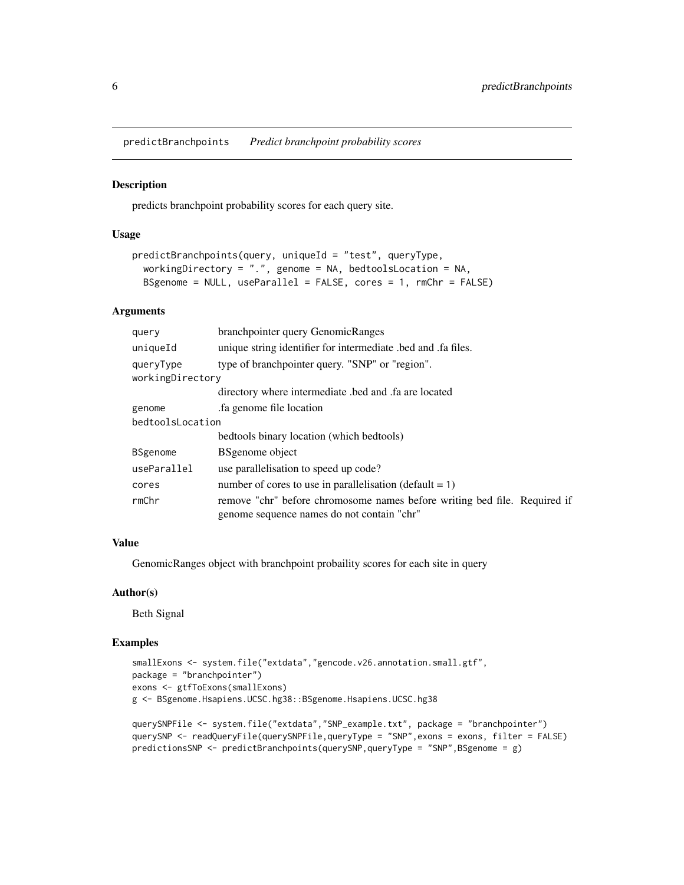predictBranchpoints *Predict branchpoint probability scores*

## Description

predicts branchpoint probability scores for each query site.

## Usage

```
predictBranchpoints(query, uniqueId = "test", queryType,
  workingDirectory = ".", genome = NA, bedtoolsLocation = NA,
  BSgenome = NULL, useParallel = FALSE, cores = 1, rmChr = FALSE)
```

## Arguments

| | |
|---|---|
| `query` | branchpointer query GenomicRanges |
| `uniqueId` | unique string identifier for intermediate .bed and .fa files. |
| `queryType` | type of branchpointer query. "SNP" or "region". |
| `workingDirectory` | directory where intermediate .bed and .fa are located |
| `genome` | .fa genome file location |
| `bedtoolsLocation` | bedtools binary location (which bedtools) |
| `BSgenome` | BSgenome object |
| `useParallel` | use parallelisation to speed up code? |
| `cores` | number of cores to use in parallelisation (default = 1) |
| `rmChr` | remove "chr" before chromosome names before writing bed file. Required if genome sequence names do not contain "chr" |

## Value

GenomicRanges object with branchpoint probaility scores for each site in query

## Author(s)

Beth Signal

## Examples

```
smallExons <- system.file("extdata","gencode.v26.annotation.small.gtf",
package = "branchpointer")
exons <- gtfToExons(smallExons)
g <- BSgenome.Hsapiens.UCSC.hg38::BSgenome.Hsapiens.UCSC.hg38

querySNPFile <- system.file("extdata","SNP_example.txt", package = "branchpointer")
querySNP <- readQueryFile(querySNPFile,queryType = "SNP",exons = exons, filter = FALSE)
predictionsSNP <- predictBranchpoints(querySNP,queryType = "SNP",BSgenome = g)
```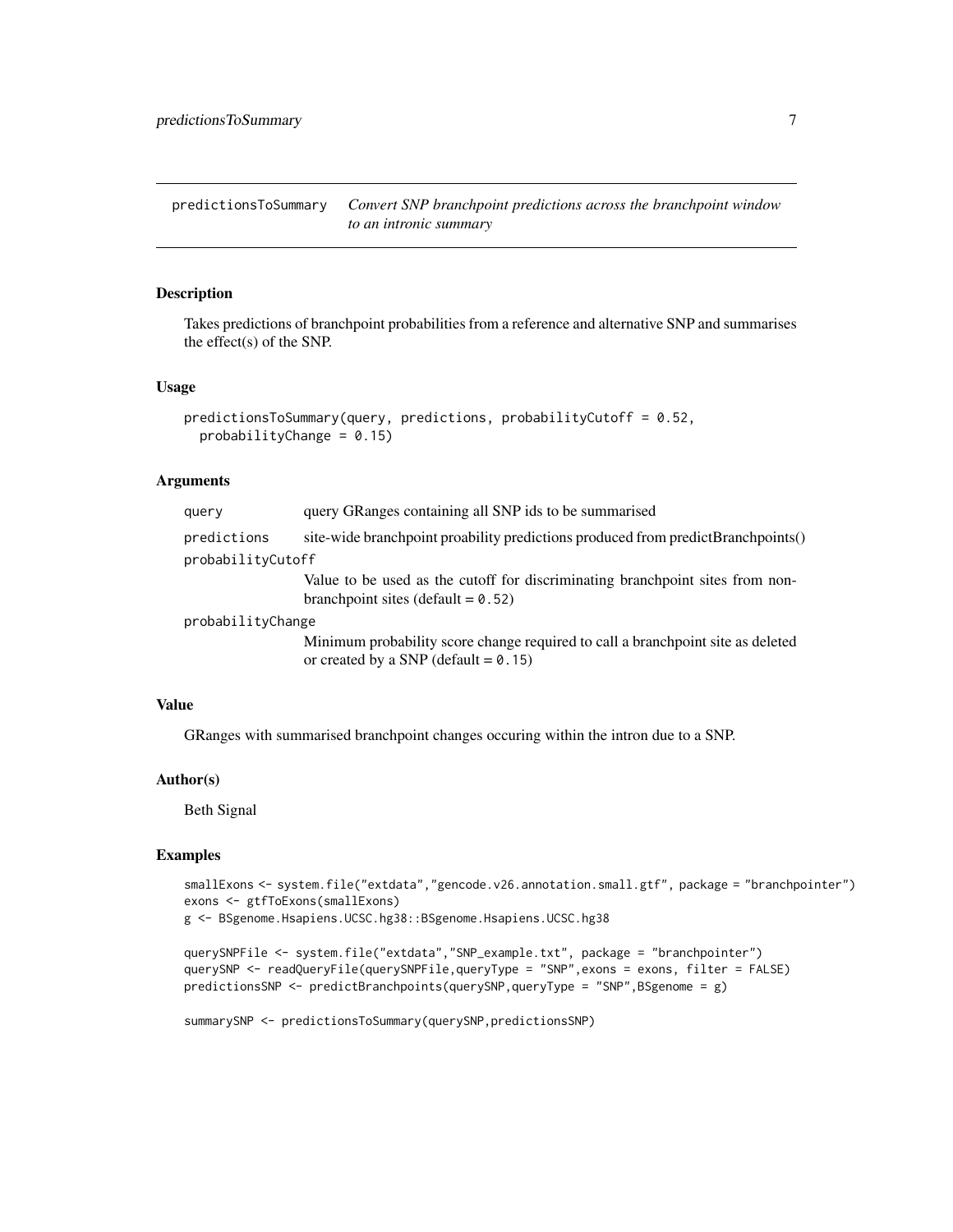# predictionsToSummary

*Convert SNP branchpoint predictions across the branchpoint window to an intronic summary*

## Description

Takes predictions of branchpoint probabilities from a reference and alternative SNP and summarises the effect(s) of the SNP.

## Usage

```
predictionsToSummary(query, predictions, probabilityCutoff = 0.52,
  probabilityChange = 0.15)
```

## Arguments

| | |
|---|---|
| query | query GRanges containing all SNP ids to be summarised |
| predictions | site-wide branchpoint proability predictions produced from predictBranchpoints() |
| probabilityCutoff | Value to be used as the cutoff for discriminating branchpoint sites from non-branchpoint sites (default = 0.52) |
| probabilityChange | Minimum probability score change required to call a branchpoint site as deleted or created by a SNP (default = 0.15) |

## Value

GRanges with summarised branchpoint changes occuring within the intron due to a SNP.

## Author(s)

Beth Signal

## Examples

```
smallExons <- system.file("extdata","gencode.v26.annotation.small.gtf", package = "branchpointer")
exons <- gtfToExons(smallExons)
g <- BSgenome.Hsapiens.UCSC.hg38::BSgenome.Hsapiens.UCSC.hg38

querySNPFile <- system.file("extdata","SNP_example.txt", package = "branchpointer")
querySNP <- readQueryFile(querySNPFile,queryType = "SNP",exons = exons, filter = FALSE)
predictionsSNP <- predictBranchpoints(querySNP,queryType = "SNP",BSgenome = g)

summarySNP <- predictionsToSummary(querySNP,predictionsSNP)
```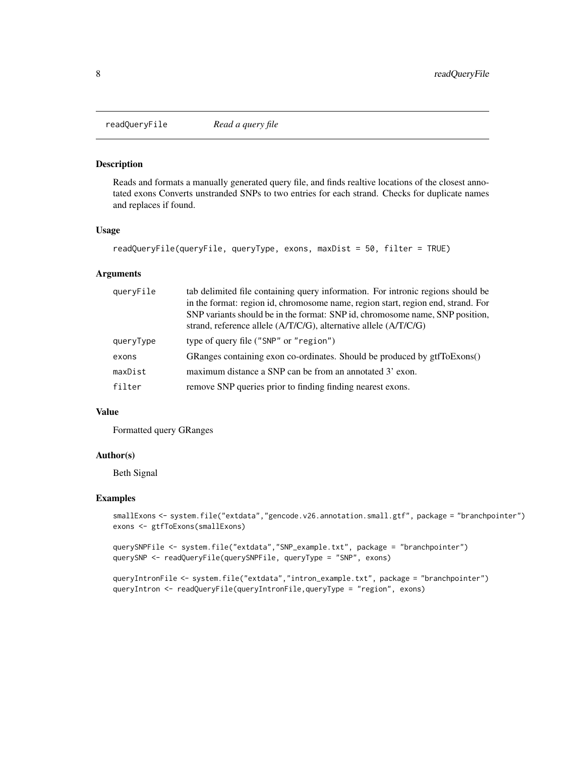# readQueryFile — *Read a query file*

## Description

Reads and formats a manually generated query file, and finds realtive locations of the closest annotated exons Converts unstranded SNPs to two entries for each strand. Checks for duplicate names and replaces if found.

## Usage

```
readQueryFile(queryFile, queryType, exons, maxDist = 50, filter = TRUE)
```

## Arguments

| | |
|---|---|
| `queryFile` | tab delimited file containing query information. For intronic regions should be in the format: region id, chromosome name, region start, region end, strand. For SNP variants should be in the format: SNP id, chromosome name, SNP position, strand, reference allele (A/T/C/G), alternative allele (A/T/C/G) |
| `queryType` | type of query file ("SNP" or "region") |
| `exons` | GRanges containing exon co-ordinates. Should be produced by gtfToExons() |
| `maxDist` | maximum distance a SNP can be from an annotated 3' exon. |
| `filter` | remove SNP queries prior to finding finding nearest exons. |

## Value

Formatted query GRanges

## Author(s)

Beth Signal

## Examples

```
smallExons <- system.file("extdata","gencode.v26.annotation.small.gtf", package = "branchpointer")
exons <- gtfToExons(smallExons)

querySNPFile <- system.file("extdata","SNP_example.txt", package = "branchpointer")
querySNP <- readQueryFile(querySNPFile, queryType = "SNP", exons)

queryIntronFile <- system.file("extdata","intron_example.txt", package = "branchpointer")
queryIntron <- readQueryFile(queryIntronFile,queryType = "region", exons)
```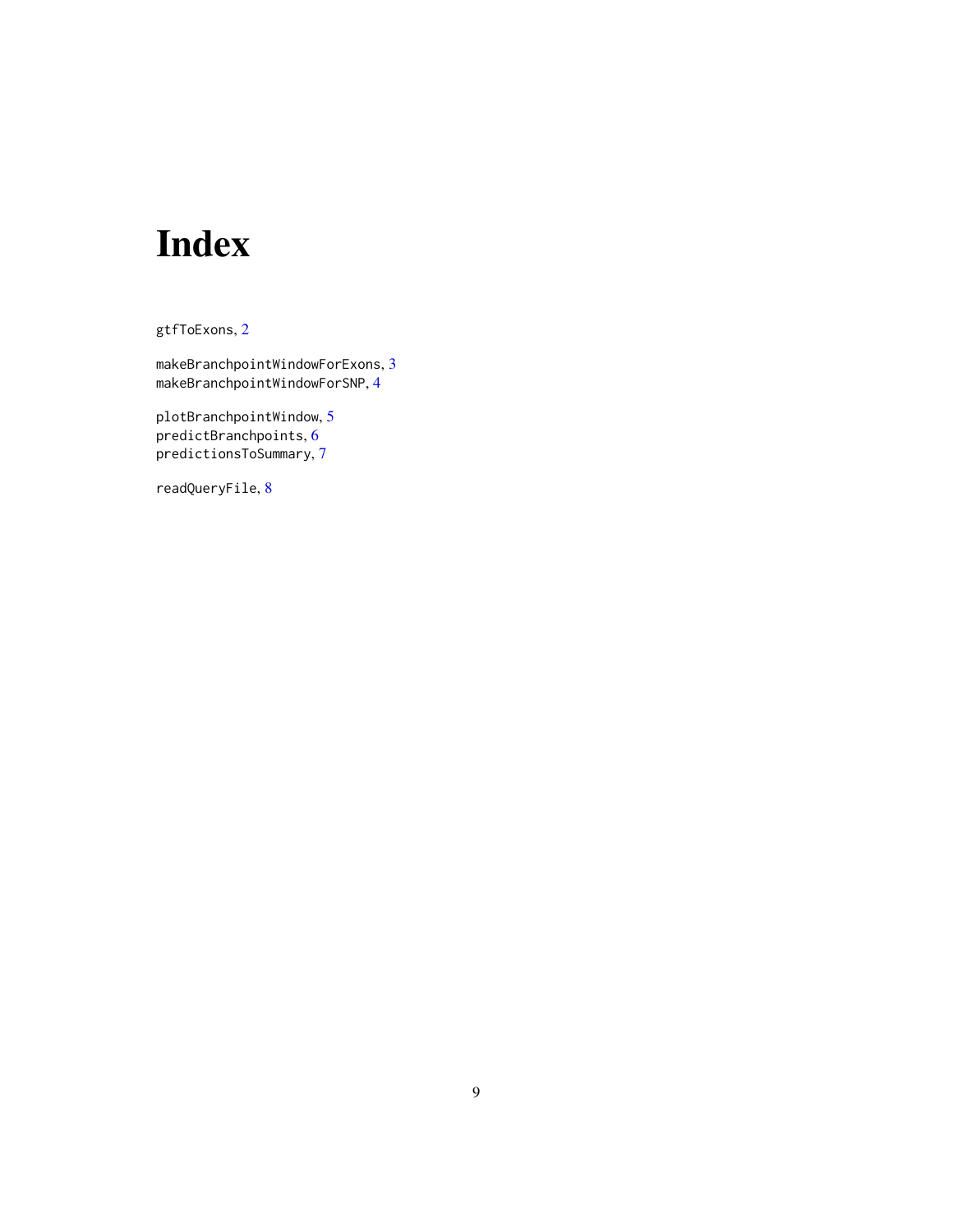# Index

gtfToExons, 2

makeBranchpointWindowForExons, 3
makeBranchpointWindowForSNP, 4

plotBranchpointWindow, 5
predictBranchpoints, 6
predictionsToSummary, 7

readQueryFile, 8